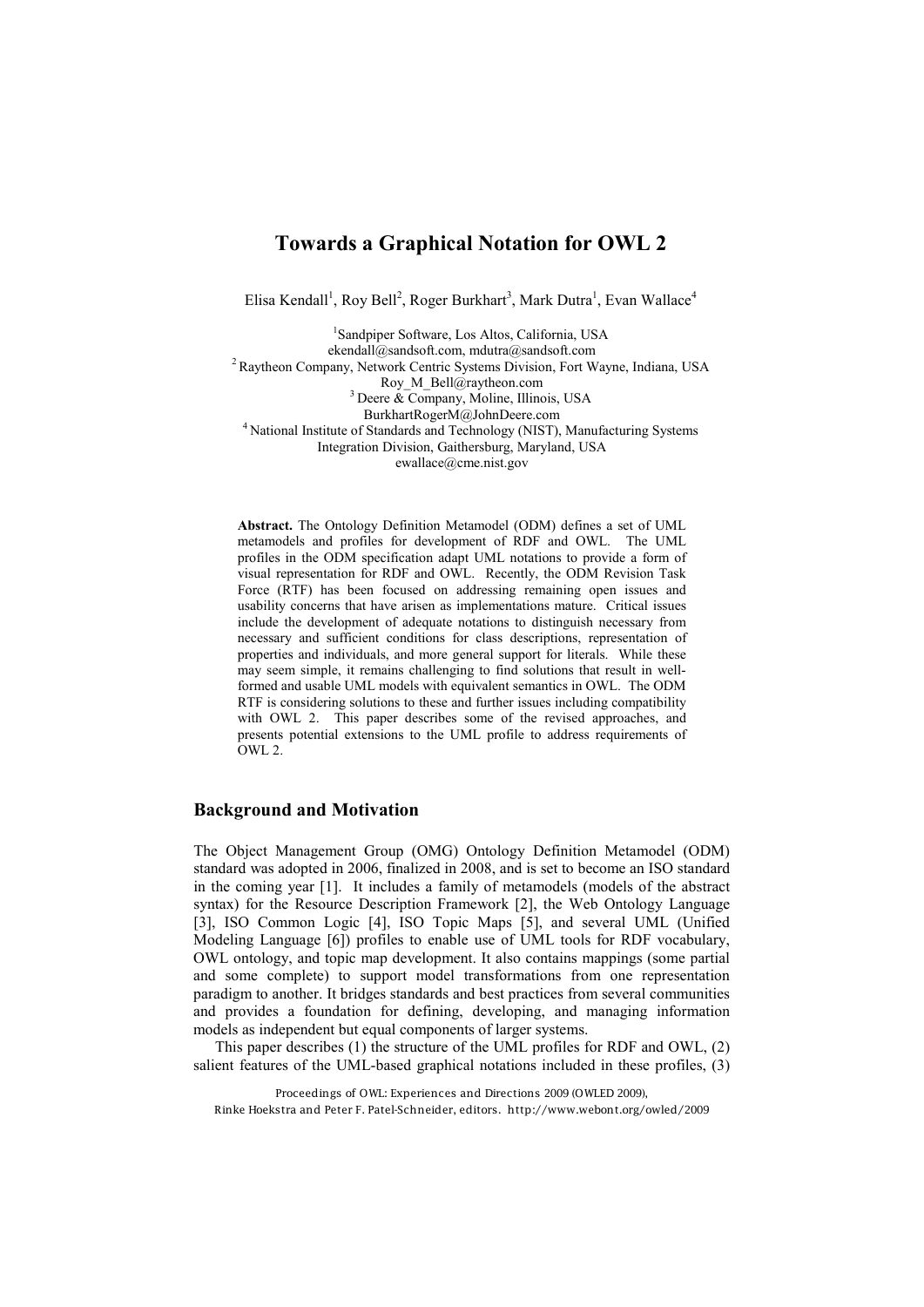# Towards a Graphical Notation for OWL 2

Elisa Kendall[1], Roy Bell[2], Roger Burkhart[3], Mark Dutra[1], Evan Wallace[4]

[1]Sandpiper Software, Los Altos, California, USA
ekendall@sandsoft.com, mdutra@sandsoft.com
[2] Raytheon Company, Network Centric Systems Division, Fort Wayne, Indiana, USA
Roy_M_Bell@raytheon.com
[3] Deere & Company, Moline, Illinois, USA
BurkhartRogerM@JohnDeere.com
[4] National Institute of Standards and Technology (NIST), Manufacturing Systems Integration Division, Gaithersburg, Maryland, USA
ewallace@cme.nist.gov

**Abstract.** The Ontology Definition Metamodel (ODM) defines a set of UML metamodels and profiles for development of RDF and OWL. The UML profiles in the ODM specification adapt UML notations to provide a form of visual representation for RDF and OWL. Recently, the ODM Revision Task Force (RTF) has been focused on addressing remaining open issues and usability concerns that have arisen as implementations mature. Critical issues include the development of adequate notations to distinguish necessary from necessary and sufficient conditions for class descriptions, representation of properties and individuals, and more general support for literals. While these may seem simple, it remains challenging to find solutions that result in well-formed and usable UML models with equivalent semantics in OWL. The ODM RTF is considering solutions to these and further issues including compatibility with OWL 2. This paper describes some of the revised approaches, and presents potential extensions to the UML profile to address requirements of OWL 2.

## Background and Motivation

The Object Management Group (OMG) Ontology Definition Metamodel (ODM) standard was adopted in 2006, finalized in 2008, and is set to become an ISO standard in the coming year [1]. It includes a family of metamodels (models of the abstract syntax) for the Resource Description Framework [2], the Web Ontology Language [3], ISO Common Logic [4], ISO Topic Maps [5], and several UML (Unified Modeling Language [6]) profiles to enable use of UML tools for RDF vocabulary, OWL ontology, and topic map development. It also contains mappings (some partial and some complete) to support model transformations from one representation paradigm to another. It bridges standards and best practices from several communities and provides a foundation for defining, developing, and managing information models as independent but equal components of larger systems.

This paper describes (1) the structure of the UML profiles for RDF and OWL, (2) salient features of the UML-based graphical notations included in these profiles, (3)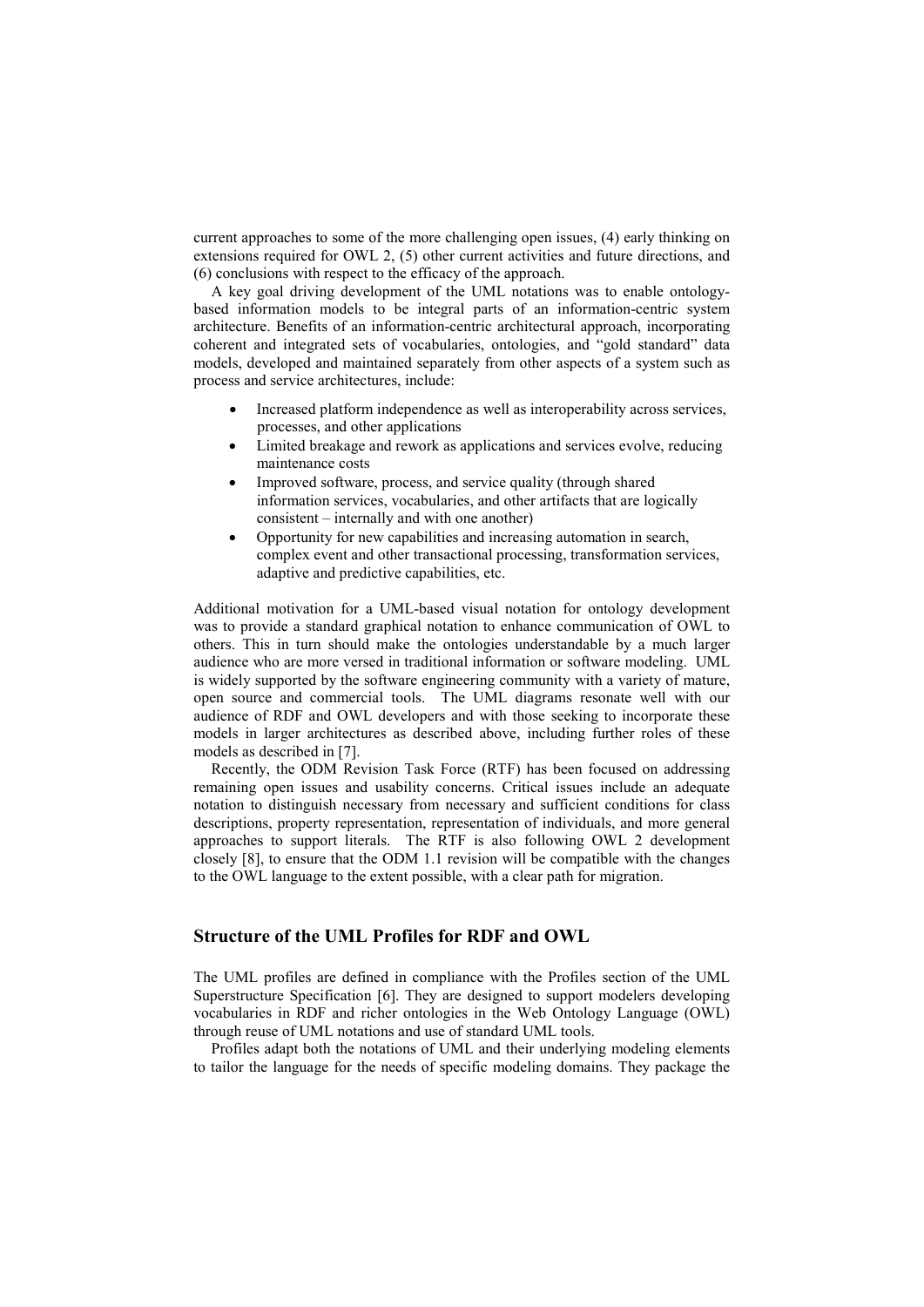current approaches to some of the more challenging open issues, (4) early thinking on extensions required for OWL 2, (5) other current activities and future directions, and (6) conclusions with respect to the efficacy of the approach.

A key goal driving development of the UML notations was to enable ontology-based information models to be integral parts of an information-centric system architecture. Benefits of an information-centric architectural approach, incorporating coherent and integrated sets of vocabularies, ontologies, and "gold standard" data models, developed and maintained separately from other aspects of a system such as process and service architectures, include:

- Increased platform independence as well as interoperability across services, processes, and other applications
- Limited breakage and rework as applications and services evolve, reducing maintenance costs
- Improved software, process, and service quality (through shared information services, vocabularies, and other artifacts that are logically consistent – internally and with one another)
- Opportunity for new capabilities and increasing automation in search, complex event and other transactional processing, transformation services, adaptive and predictive capabilities, etc.

Additional motivation for a UML-based visual notation for ontology development was to provide a standard graphical notation to enhance communication of OWL to others. This in turn should make the ontologies understandable by a much larger audience who are more versed in traditional information or software modeling. UML is widely supported by the software engineering community with a variety of mature, open source and commercial tools. The UML diagrams resonate well with our audience of RDF and OWL developers and with those seeking to incorporate these models in larger architectures as described above, including further roles of these models as described in [7].

Recently, the ODM Revision Task Force (RTF) has been focused on addressing remaining open issues and usability concerns. Critical issues include an adequate notation to distinguish necessary from necessary and sufficient conditions for class descriptions, property representation, representation of individuals, and more general approaches to support literals. The RTF is also following OWL 2 development closely [8], to ensure that the ODM 1.1 revision will be compatible with the changes to the OWL language to the extent possible, with a clear path for migration.

## Structure of the UML Profiles for RDF and OWL

The UML profiles are defined in compliance with the Profiles section of the UML Superstructure Specification [6]. They are designed to support modelers developing vocabularies in RDF and richer ontologies in the Web Ontology Language (OWL) through reuse of UML notations and use of standard UML tools.

Profiles adapt both the notations of UML and their underlying modeling elements to tailor the language for the needs of specific modeling domains. They package the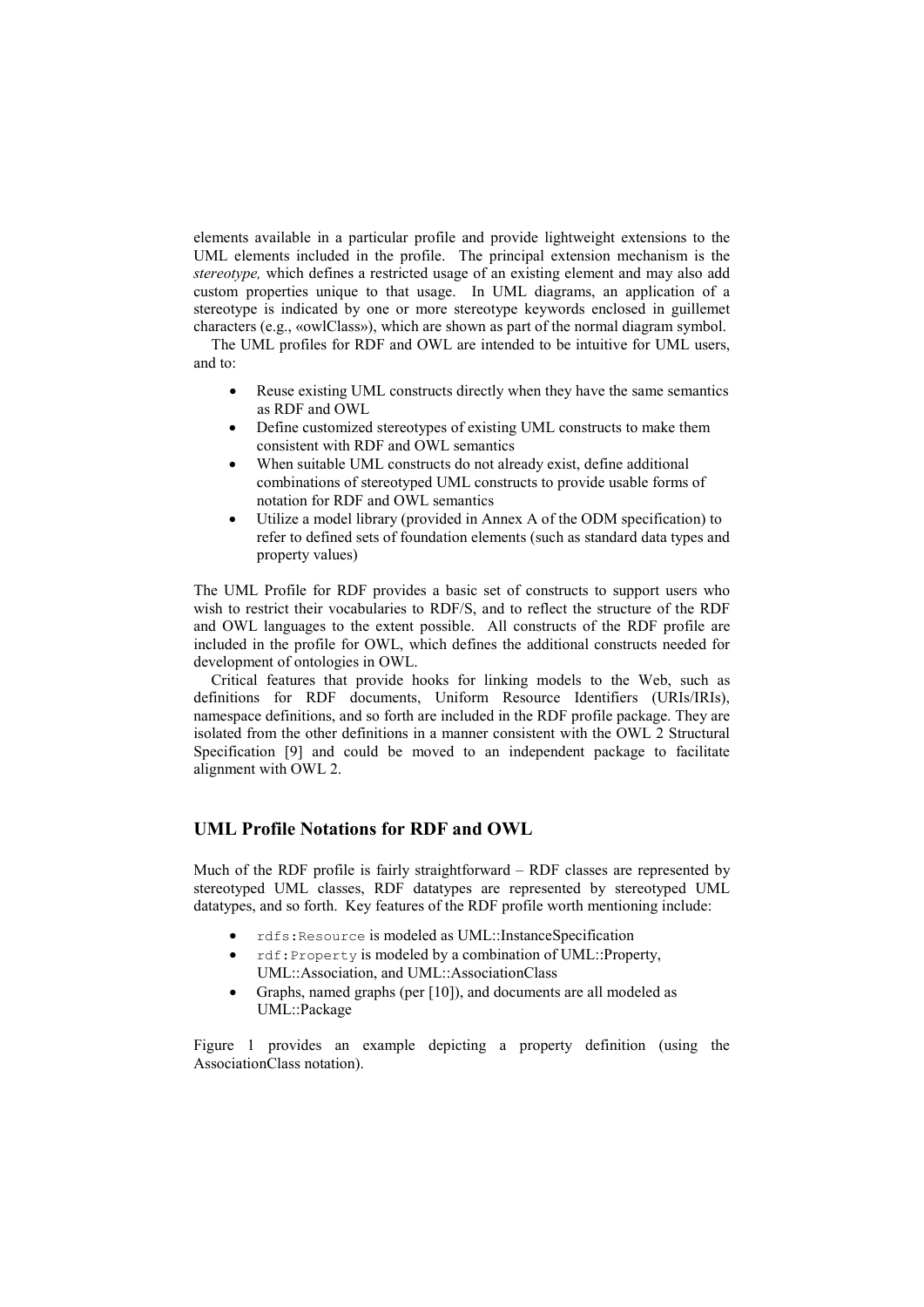elements available in a particular profile and provide lightweight extensions to the UML elements included in the profile. The principal extension mechanism is the *stereotype,* which defines a restricted usage of an existing element and may also add custom properties unique to that usage. In UML diagrams, an application of a stereotype is indicated by one or more stereotype keywords enclosed in guillemet characters (e.g., «owlClass»), which are shown as part of the normal diagram symbol.

The UML profiles for RDF and OWL are intended to be intuitive for UML users, and to:

- Reuse existing UML constructs directly when they have the same semantics as RDF and OWL
- Define customized stereotypes of existing UML constructs to make them consistent with RDF and OWL semantics
- When suitable UML constructs do not already exist, define additional combinations of stereotyped UML constructs to provide usable forms of notation for RDF and OWL semantics
- Utilize a model library (provided in Annex A of the ODM specification) to refer to defined sets of foundation elements (such as standard data types and property values)

The UML Profile for RDF provides a basic set of constructs to support users who wish to restrict their vocabularies to RDF/S, and to reflect the structure of the RDF and OWL languages to the extent possible. All constructs of the RDF profile are included in the profile for OWL, which defines the additional constructs needed for development of ontologies in OWL.

Critical features that provide hooks for linking models to the Web, such as definitions for RDF documents, Uniform Resource Identifiers (URIs/IRIs), namespace definitions, and so forth are included in the RDF profile package. They are isolated from the other definitions in a manner consistent with the OWL 2 Structural Specification [9] and could be moved to an independent package to facilitate alignment with OWL 2.

## UML Profile Notations for RDF and OWL

Much of the RDF profile is fairly straightforward – RDF classes are represented by stereotyped UML classes, RDF datatypes are represented by stereotyped UML datatypes, and so forth. Key features of the RDF profile worth mentioning include:

- `rdfs:Resource` is modeled as UML::InstanceSpecification
- `rdf:Property` is modeled by a combination of UML::Property, UML::Association, and UML::AssociationClass
- Graphs, named graphs (per [10]), and documents are all modeled as UML::Package

Figure 1 provides an example depicting a property definition (using the AssociationClass notation).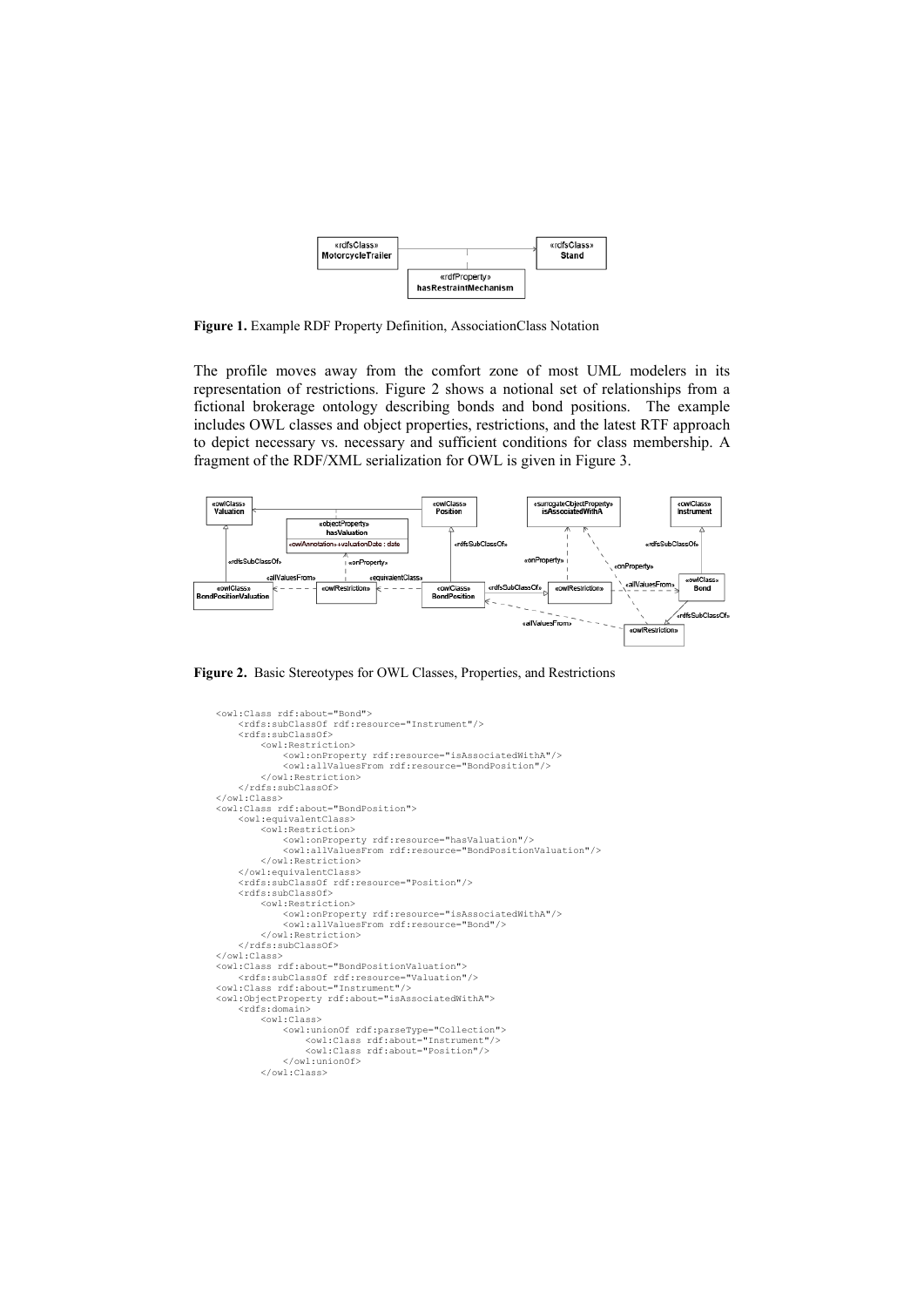**Figure 1.** Example RDF Property Definition, AssociationClass Notation

The profile moves away from the comfort zone of most UML modelers in its representation of restrictions. Figure 2 shows a notional set of relationships from a fictional brokerage ontology describing bonds and bond positions. The example includes OWL classes and object properties, restrictions, and the latest RTF approach to depict necessary vs. necessary and sufficient conditions for class membership. A fragment of the RDF/XML serialization for OWL is given in Figure 3.

**Figure 2.** Basic Stereotypes for OWL Classes, Properties, and Restrictions

```
<owl:Class rdf:about="Bond">
    <rdfs:subClassOf rdf:resource="Instrument"/>
    <rdfs:subClassOf>
        <owl:Restriction>
            <owl:onProperty rdf:resource="isAssociatedWithA"/>
            <owl:allValuesFrom rdf:resource="BondPosition"/>
        </owl:Restriction>
    </rdfs:subClassOf>
</owl:Class>
<owl:Class rdf:about="BondPosition">
    <owl:equivalentClass>
        <owl:Restriction>
            <owl:onProperty rdf:resource="hasValuation"/>
            <owl:allValuesFrom rdf:resource="BondPositionValuation"/>
        </owl:Restriction>
    </owl:equivalentClass>
    <rdfs:subClassOf rdf:resource="Position"/>
    <rdfs:subClassOf>
        <owl:Restriction>
            <owl:onProperty rdf:resource="isAssociatedWithA"/>
            <owl:allValuesFrom rdf:resource="Bond"/>
        </owl:Restriction>
    </rdfs:subClassOf>
</owl:Class>
<owl:Class rdf:about="BondPositionValuation">
    <rdfs:subClassOf rdf:resource="Valuation"/>
<owl:Class rdf:about="Instrument"/>
<owl:ObjectProperty rdf:about="isAssociatedWithA">
    <rdfs:domain>
        <owl:Class>
            <owl:unionOf rdf:parseType="Collection">
                <owl:Class rdf:about="Instrument"/>
                <owl:Class rdf:about="Position"/>
            </owl:unionOf>
        </owl:Class>
```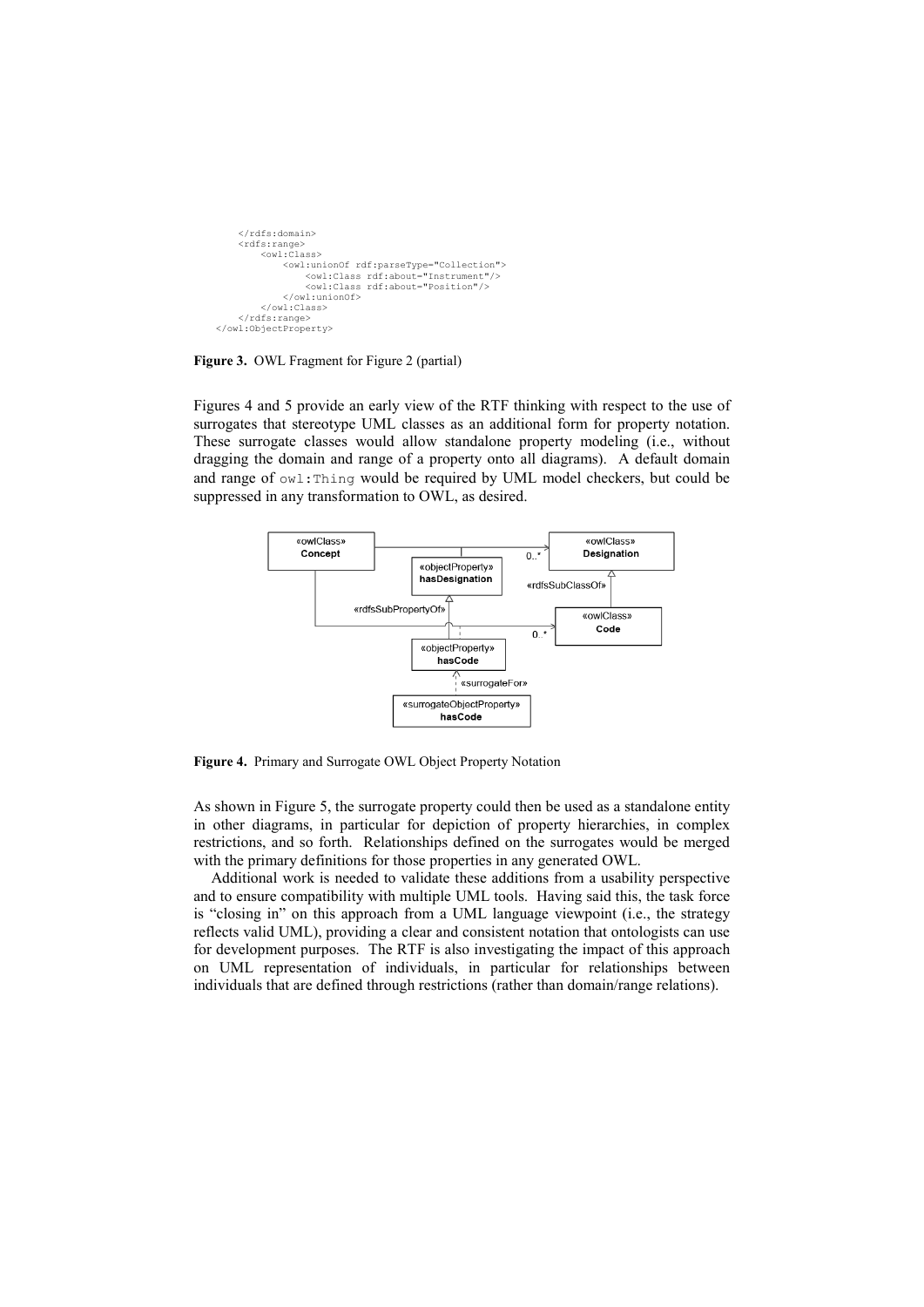```
    </rdfs:domain>
    <rdfs:range>
        <owl:Class>
            <owl:unionOf rdf:parseType="Collection">
                <owl:Class rdf:about="Instrument"/>
                <owl:Class rdf:about="Position"/>
            </owl:unionOf>
        </owl:Class>
    </rdfs:range>
</owl:ObjectProperty>
```

**Figure 3.** OWL Fragment for Figure 2 (partial)

Figures 4 and 5 provide an early view of the RTF thinking with respect to the use of surrogates that stereotype UML classes as an additional form for property notation. These surrogate classes would allow standalone property modeling (i.e., without dragging the domain and range of a property onto all diagrams). A default domain and range of `owl:Thing` would be required by UML model checkers, but could be suppressed in any transformation to OWL, as desired.

**Figure 4.** Primary and Surrogate OWL Object Property Notation

As shown in Figure 5, the surrogate property could then be used as a standalone entity in other diagrams, in particular for depiction of property hierarchies, in complex restrictions, and so forth. Relationships defined on the surrogates would be merged with the primary definitions for those properties in any generated OWL.

Additional work is needed to validate these additions from a usability perspective and to ensure compatibility with multiple UML tools. Having said this, the task force is "closing in" on this approach from a UML language viewpoint (i.e., the strategy reflects valid UML), providing a clear and consistent notation that ontologists can use for development purposes. The RTF is also investigating the impact of this approach on UML representation of individuals, in particular for relationships between individuals that are defined through restrictions (rather than domain/range relations).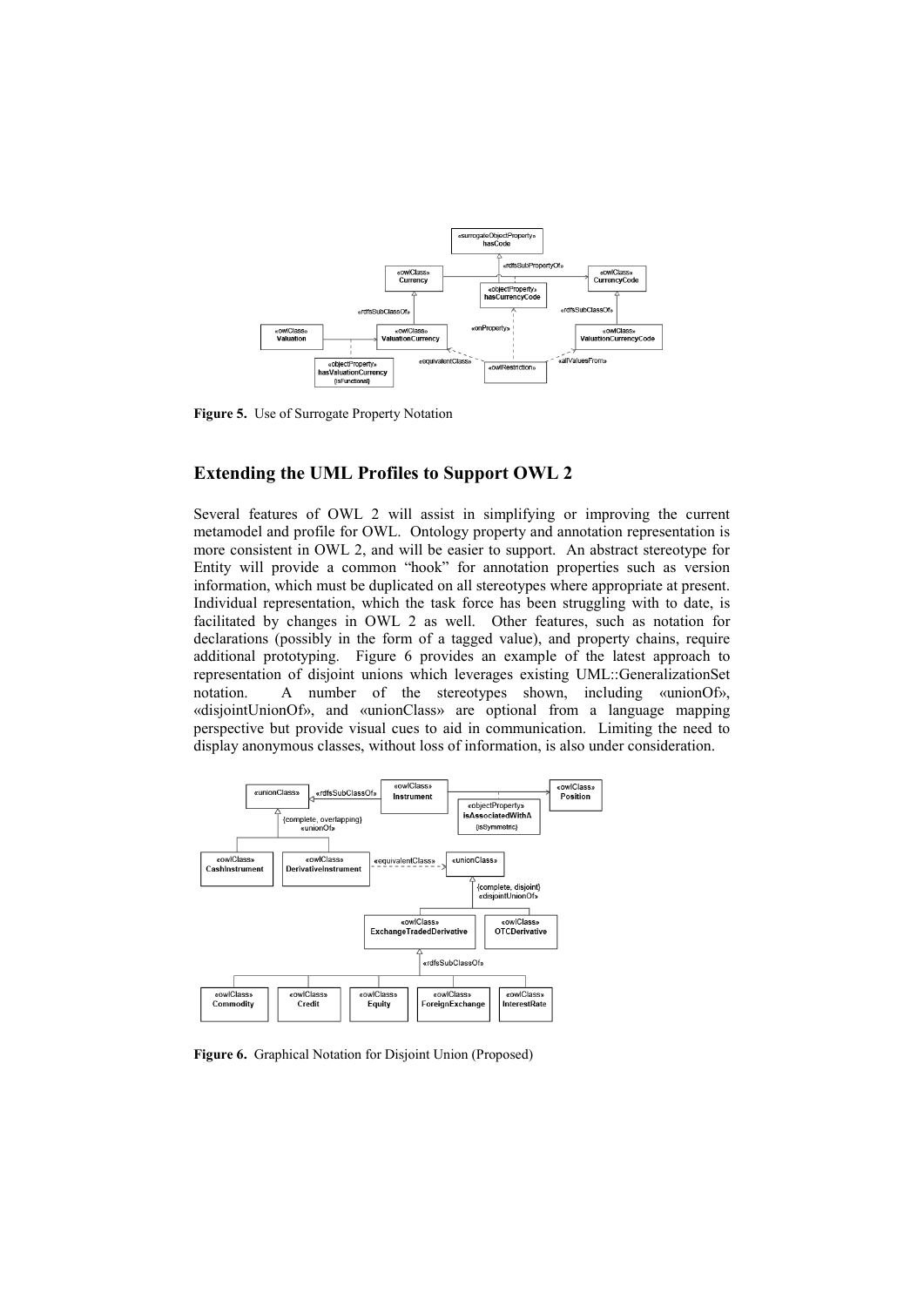**Figure 5.** Use of Surrogate Property Notation

## Extending the UML Profiles to Support OWL 2

Several features of OWL 2 will assist in simplifying or improving the current metamodel and profile for OWL. Ontology property and annotation representation is more consistent in OWL 2, and will be easier to support. An abstract stereotype for Entity will provide a common "hook" for annotation properties such as version information, which must be duplicated on all stereotypes where appropriate at present. Individual representation, which the task force has been struggling with to date, is facilitated by changes in OWL 2 as well. Other features, such as notation for declarations (possibly in the form of a tagged value), and property chains, require additional prototyping. Figure 6 provides an example of the latest approach to representation of disjoint unions which leverages existing UML::GeneralizationSet notation. A number of the stereotypes shown, including «unionOf», «disjointUnionOf», and «unionClass» are optional from a language mapping perspective but provide visual cues to aid in communication. Limiting the need to display anonymous classes, without loss of information, is also under consideration.

**Figure 6.** Graphical Notation for Disjoint Union (Proposed)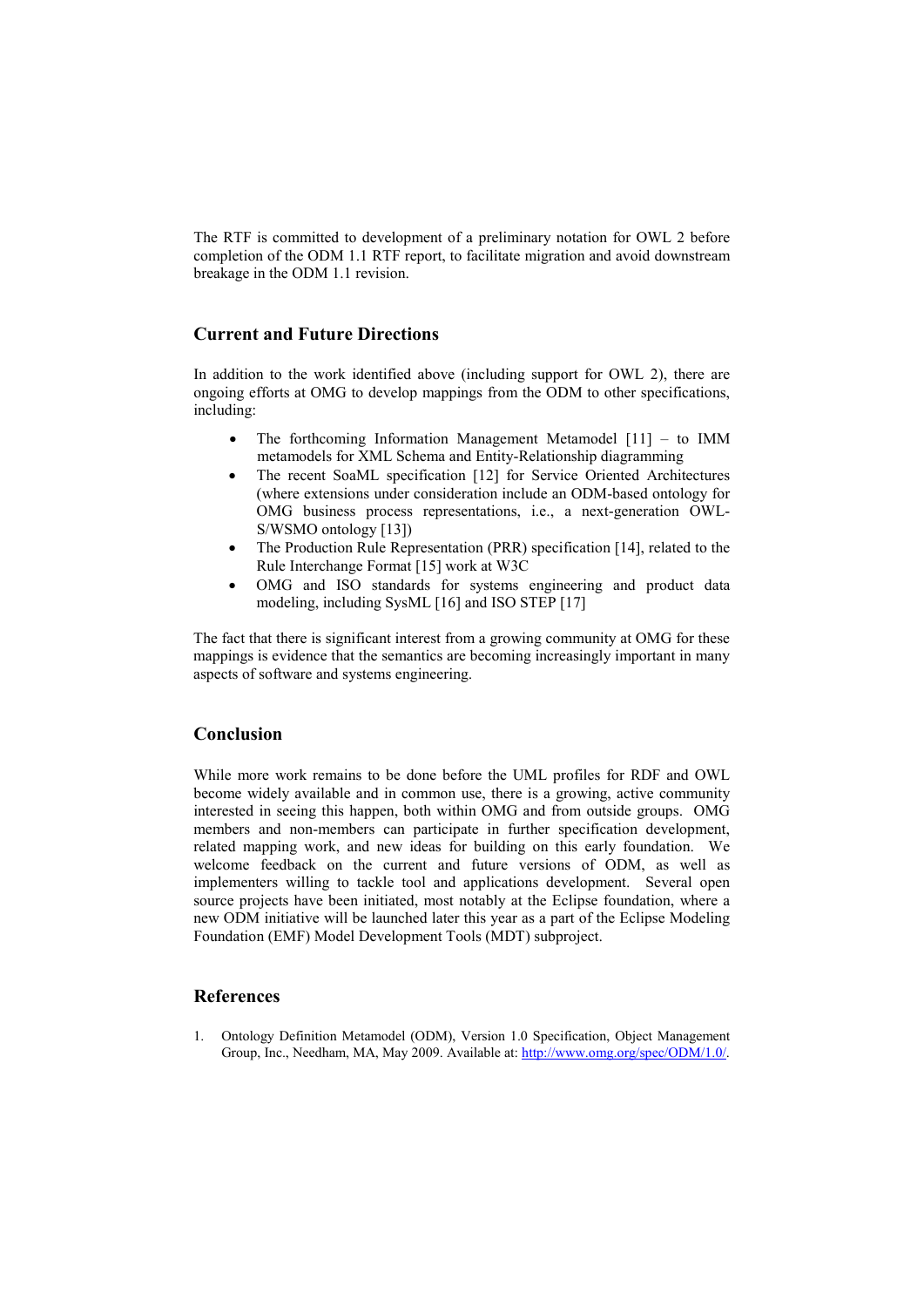The RTF is committed to development of a preliminary notation for OWL 2 before completion of the ODM 1.1 RTF report, to facilitate migration and avoid downstream breakage in the ODM 1.1 revision.

## Current and Future Directions

In addition to the work identified above (including support for OWL 2), there are ongoing efforts at OMG to develop mappings from the ODM to other specifications, including:

- The forthcoming Information Management Metamodel [11] – to IMM metamodels for XML Schema and Entity-Relationship diagramming
- The recent SoaML specification [12] for Service Oriented Architectures (where extensions under consideration include an ODM-based ontology for OMG business process representations, i.e., a next-generation OWL-S/WSMO ontology [13])
- The Production Rule Representation (PRR) specification [14], related to the Rule Interchange Format [15] work at W3C
- OMG and ISO standards for systems engineering and product data modeling, including SysML [16] and ISO STEP [17]

The fact that there is significant interest from a growing community at OMG for these mappings is evidence that the semantics are becoming increasingly important in many aspects of software and systems engineering.

## Conclusion

While more work remains to be done before the UML profiles for RDF and OWL become widely available and in common use, there is a growing, active community interested in seeing this happen, both within OMG and from outside groups. OMG members and non-members can participate in further specification development, related mapping work, and new ideas for building on this early foundation. We welcome feedback on the current and future versions of ODM, as well as implementers willing to tackle tool and applications development. Several open source projects have been initiated, most notably at the Eclipse foundation, where a new ODM initiative will be launched later this year as a part of the Eclipse Modeling Foundation (EMF) Model Development Tools (MDT) subproject.

## References

1. Ontology Definition Metamodel (ODM), Version 1.0 Specification, Object Management Group, Inc., Needham, MA, May 2009. Available at: http://www.omg.org/spec/ODM/1.0/.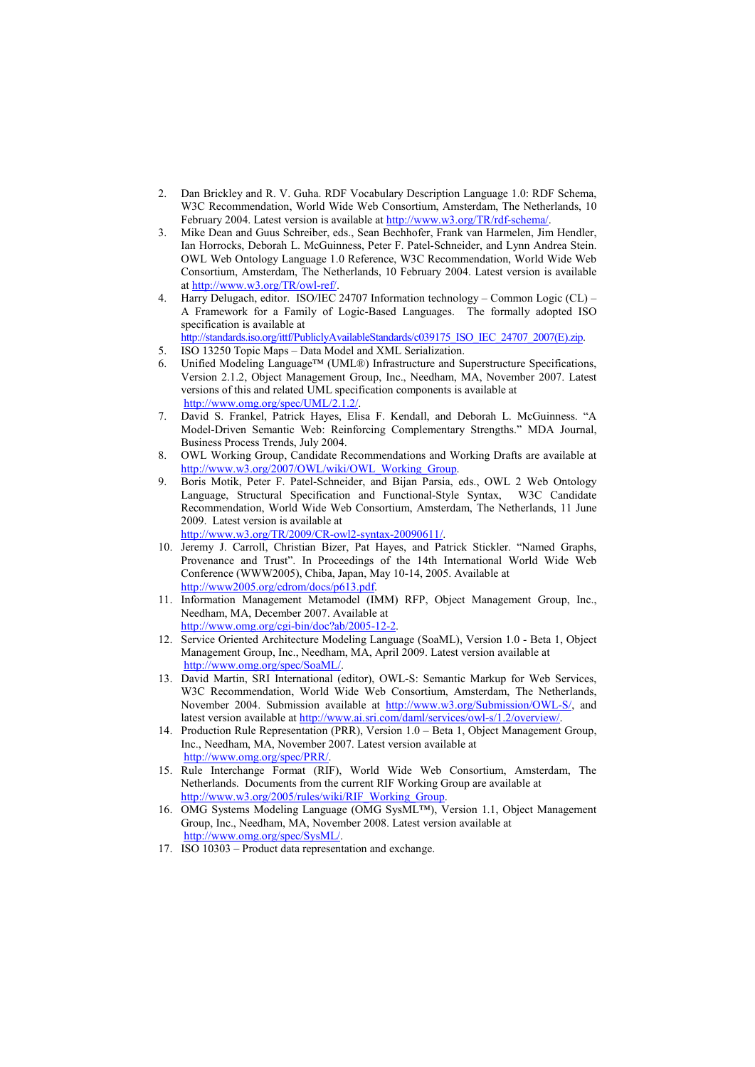2. Dan Brickley and R. V. Guha. RDF Vocabulary Description Language 1.0: RDF Schema, W3C Recommendation, World Wide Web Consortium, Amsterdam, The Netherlands, 10 February 2004. Latest version is available at http://www.w3.org/TR/rdf-schema/.
3. Mike Dean and Guus Schreiber, eds., Sean Bechhofer, Frank van Harmelen, Jim Hendler, Ian Horrocks, Deborah L. McGuinness, Peter F. Patel-Schneider, and Lynn Andrea Stein. OWL Web Ontology Language 1.0 Reference, W3C Recommendation, World Wide Web Consortium, Amsterdam, The Netherlands, 10 February 2004. Latest version is available at http://www.w3.org/TR/owl-ref/.
4. Harry Delugach, editor. ISO/IEC 24707 Information technology – Common Logic (CL) – A Framework for a Family of Logic-Based Languages. The formally adopted ISO specification is available at http://standards.iso.org/ittf/PubliclyAvailableStandards/c039175_ISO_IEC_24707_2007(E).zip.
5. ISO 13250 Topic Maps – Data Model and XML Serialization.
6. Unified Modeling Language™ (UML®) Infrastructure and Superstructure Specifications, Version 2.1.2, Object Management Group, Inc., Needham, MA, November 2007. Latest versions of this and related UML specification components is available at http://www.omg.org/spec/UML/2.1.2/.
7. David S. Frankel, Patrick Hayes, Elisa F. Kendall, and Deborah L. McGuinness. "A Model-Driven Semantic Web: Reinforcing Complementary Strengths." MDA Journal, Business Process Trends, July 2004.
8. OWL Working Group, Candidate Recommendations and Working Drafts are available at http://www.w3.org/2007/OWL/wiki/OWL_Working_Group.
9. Boris Motik, Peter F. Patel-Schneider, and Bijan Parsia, eds., OWL 2 Web Ontology Language, Structural Specification and Functional-Style Syntax, W3C Candidate Recommendation, World Wide Web Consortium, Amsterdam, The Netherlands, 11 June 2009. Latest version is available at http://www.w3.org/TR/2009/CR-owl2-syntax-20090611/.
10. Jeremy J. Carroll, Christian Bizer, Pat Hayes, and Patrick Stickler. "Named Graphs, Provenance and Trust". In Proceedings of the 14th International World Wide Web Conference (WWW2005), Chiba, Japan, May 10-14, 2005. Available at http://www2005.org/cdrom/docs/p613.pdf.
11. Information Management Metamodel (IMM) RFP, Object Management Group, Inc., Needham, MA, December 2007. Available at http://www.omg.org/cgi-bin/doc?ab/2005-12-2.
12. Service Oriented Architecture Modeling Language (SoaML), Version 1.0 - Beta 1, Object Management Group, Inc., Needham, MA, April 2009. Latest version available at http://www.omg.org/spec/SoaML/.
13. David Martin, SRI International (editor), OWL-S: Semantic Markup for Web Services, W3C Recommendation, World Wide Web Consortium, Amsterdam, The Netherlands, November 2004. Submission available at http://www.w3.org/Submission/OWL-S/, and latest version available at http://www.ai.sri.com/daml/services/owl-s/1.2/overview/.
14. Production Rule Representation (PRR), Version 1.0 – Beta 1, Object Management Group, Inc., Needham, MA, November 2007. Latest version available at http://www.omg.org/spec/PRR/.
15. Rule Interchange Format (RIF), World Wide Web Consortium, Amsterdam, The Netherlands. Documents from the current RIF Working Group are available at http://www.w3.org/2005/rules/wiki/RIF_Working_Group.
16. OMG Systems Modeling Language (OMG SysML™), Version 1.1, Object Management Group, Inc., Needham, MA, November 2008. Latest version available at http://www.omg.org/spec/SysML/.
17. ISO 10303 – Product data representation and exchange.